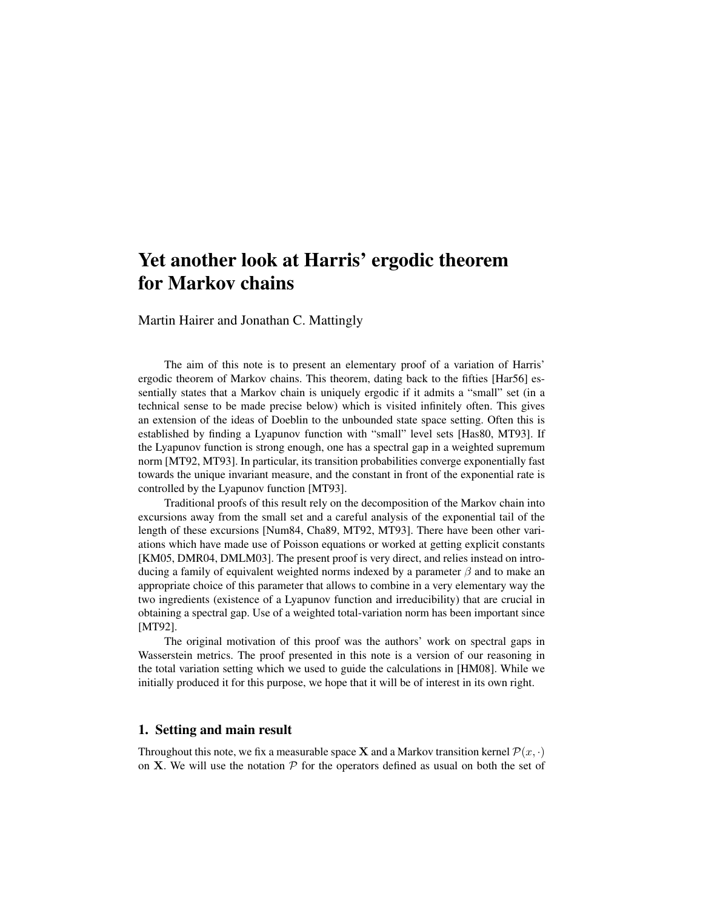# Yet another look at Harris' ergodic theorem for Markov chains

Martin Hairer and Jonathan C. Mattingly

The aim of this note is to present an elementary proof of a variation of Harris' ergodic theorem of Markov chains. This theorem, dating back to the fifties [Har56] essentially states that a Markov chain is uniquely ergodic if it admits a "small" set (in a technical sense to be made precise below) which is visited infinitely often. This gives an extension of the ideas of Doeblin to the unbounded state space setting. Often this is established by finding a Lyapunov function with "small" level sets [Has80, MT93]. If the Lyapunov function is strong enough, one has a spectral gap in a weighted supremum norm [MT92, MT93]. In particular, its transition probabilities converge exponentially fast towards the unique invariant measure, and the constant in front of the exponential rate is controlled by the Lyapunov function [MT93].

Traditional proofs of this result rely on the decomposition of the Markov chain into excursions away from the small set and a careful analysis of the exponential tail of the length of these excursions [Num84, Cha89, MT92, MT93]. There have been other variations which have made use of Poisson equations or worked at getting explicit constants [KM05, DMR04, DMLM03]. The present proof is very direct, and relies instead on introducing a family of equivalent weighted norms indexed by a parameter $\beta$ and to make an appropriate choice of this parameter that allows to combine in a very elementary way the two ingredients (existence of a Lyapunov function and irreducibility) that are crucial in obtaining a spectral gap. Use of a weighted total-variation norm has been important since [MT92].

The original motivation of this proof was the authors' work on spectral gaps in Wasserstein metrics. The proof presented in this note is a version of our reasoning in the total variation setting which we used to guide the calculations in [HM08]. While we initially produced it for this purpose, we hope that it will be of interest in its own right.

## 1. Setting and main result

Throughout this note, we fix a measurable space $\mathbf{X}$ and a Markov transition kernel $\mathcal{P}(x,\cdot)$ on $\mathbf{X}$. We will use the notation $\mathcal{P}$ for the operators defined as usual on both the set of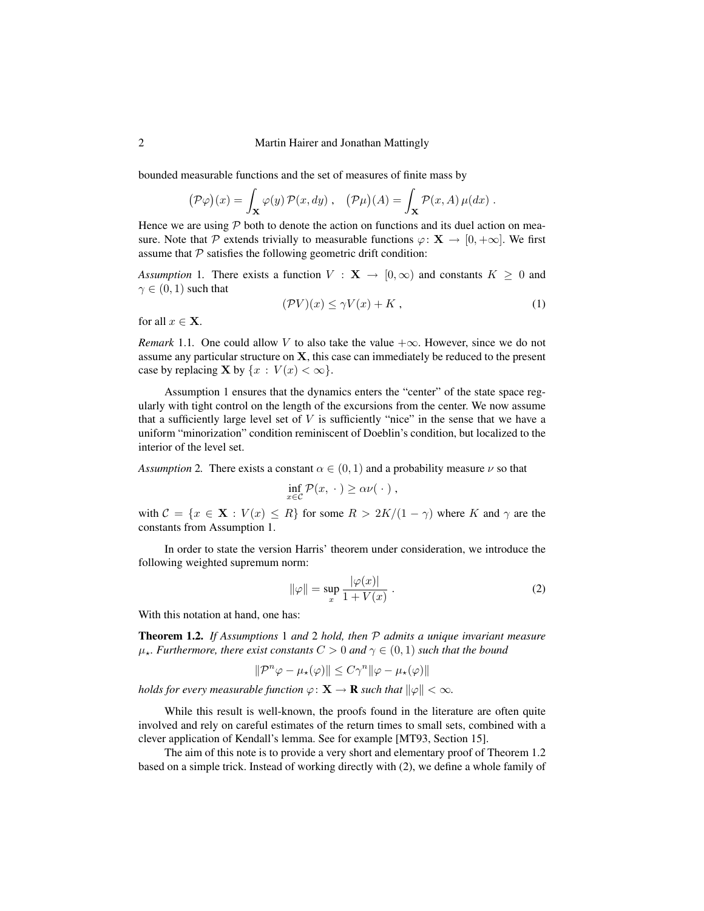bounded measurable functions and the set of measures of finite mass by

$$\big(\mathcal{P}\varphi\big)(x) = \int_{\mathbf{X}} \varphi(y)\, \mathcal{P}(x, dy)\;, \quad \big(\mathcal{P}\mu\big)(A) = \int_{\mathbf{X}} \mathcal{P}(x, A)\, \mu(dx)\;.$$

Hence we are using $\mathcal{P}$ both to denote the action on functions and its duel action on measure. Note that $\mathcal{P}$ extends trivially to measurable functions $\varphi\colon \mathbf{X} \to [0, +\infty]$. We first assume that $\mathcal{P}$ satisfies the following geometric drift condition:

*Assumption* 1. There exists a function $V : \mathbf{X} \to [0, \infty)$ and constants $K \geq 0$ and $\gamma \in (0, 1)$ such that

$$(\mathcal{P}V)(x) \leq \gamma V(x) + K\;, \tag{1}$$

for all $x \in \mathbf{X}$.

*Remark* 1.1. One could allow $V$ to also take the value $+\infty$. However, since we do not assume any particular structure on $\mathbf{X}$, this case can immediately be reduced to the present case by replacing $\mathbf{X}$ by $\{x : V(x) < \infty\}$.

Assumption 1 ensures that the dynamics enters the "center" of the state space regularly with tight control on the length of the excursions from the center. We now assume that a sufficiently large level set of $V$ is sufficiently "nice" in the sense that we have a uniform "minorization" condition reminiscent of Doeblin's condition, but localized to the interior of the level set.

*Assumption* 2. There exists a constant $\alpha \in (0, 1)$ and a probability measure $\nu$ so that

$$\inf_{x \in \mathcal{C}} \mathcal{P}(x, \,\cdot\,) \geq \alpha \nu(\,\cdot\,)\;,$$

with $\mathcal{C} = \{x \in \mathbf{X} : V(x) \leq R\}$ for some $R > 2K/(1 - \gamma)$ where $K$ and $\gamma$ are the constants from Assumption 1.

In order to state the version Harris' theorem under consideration, we introduce the following weighted supremum norm:

$$\|\varphi\| = \sup_x \frac{|\varphi(x)|}{1 + V(x)}\;. \tag{2}$$

With this notation at hand, one has:

**Theorem 1.2.** *If Assumptions* 1 *and* 2 *hold, then $\mathcal{P}$ admits a unique invariant measure $\mu_\star$. Furthermore, there exist constants $C > 0$ and $\gamma \in (0, 1)$ such that the bound*

$$\|\mathcal{P}^n \varphi - \mu_\star(\varphi)\| \leq C\gamma^n \|\varphi - \mu_\star(\varphi)\|$$

*holds for every measurable function $\varphi\colon \mathbf{X} \to \mathbf{R}$ such that $\|\varphi\| < \infty$.*

While this result is well-known, the proofs found in the literature are often quite involved and rely on careful estimates of the return times to small sets, combined with a clever application of Kendall's lemma. See for example [MT93, Section 15].

The aim of this note is to provide a very short and elementary proof of Theorem 1.2 based on a simple trick. Instead of working directly with (2), we define a whole family of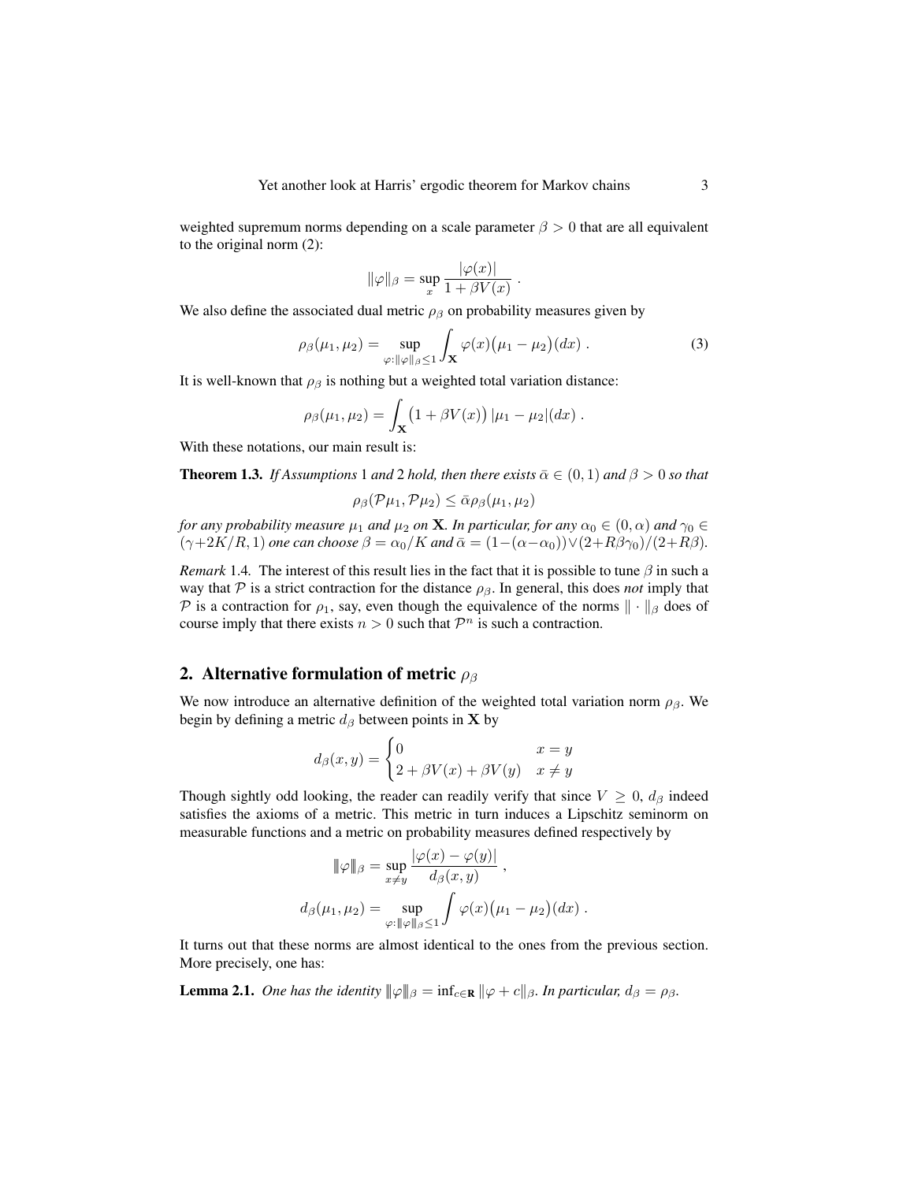weighted supremum norms depending on a scale parameter $\beta > 0$ that are all equivalent to the original norm (2):

$$\|\varphi\|_\beta = \sup_x \frac{|\varphi(x)|}{1 + \beta V(x)} \; .$$

We also define the associated dual metric $\rho_\beta$ on probability measures given by

$$\rho_\beta(\mu_1, \mu_2) = \sup_{\varphi : \|\varphi\|_\beta \le 1} \int_{\mathbf{X}} \varphi(x)\big(\mu_1 - \mu_2\big)(dx) \; . \tag{3}$$

It is well-known that $\rho_\beta$ is nothing but a weighted total variation distance:

$$\rho_\beta(\mu_1, \mu_2) = \int_{\mathbf{X}} \big(1 + \beta V(x)\big)\, |\mu_1 - \mu_2|(dx) \; .$$

With these notations, our main result is:

**Theorem 1.3.** *If Assumptions* 1 *and* 2 *hold, then there exists* $\bar\alpha \in (0,1)$ *and* $\beta > 0$ *so that*

$$\rho_\beta(\mathcal{P}\mu_1, \mathcal{P}\mu_2) \le \bar\alpha \rho_\beta(\mu_1, \mu_2)$$

*for any probability measure* $\mu_1$ *and* $\mu_2$ *on* $\mathbf{X}$*. In particular, for any* $\alpha_0 \in (0, \alpha)$ *and* $\gamma_0 \in (\gamma + 2K/R, 1)$ *one can choose* $\beta = \alpha_0/K$ *and* $\bar\alpha = (1 - (\alpha - \alpha_0)) \vee (2 + R\beta\gamma_0)/(2 + R\beta)$.

*Remark* 1.4. The interest of this result lies in the fact that it is possible to tune $\beta$ in such a way that $\mathcal{P}$ is a strict contraction for the distance $\rho_\beta$. In general, this does *not* imply that $\mathcal{P}$ is a contraction for $\rho_1$, say, even though the equivalence of the norms $\|\cdot\|_\beta$ does of course imply that there exists $n > 0$ such that $\mathcal{P}^n$ is such a contraction.

## 2. Alternative formulation of metric $\rho_\beta$

We now introduce an alternative definition of the weighted total variation norm $\rho_\beta$. We begin by defining a metric $d_\beta$ between points in $\mathbf{X}$ by

$$d_\beta(x, y) = \begin{cases} 0 & x = y \\ 2 + \beta V(x) + \beta V(y) & x \ne y \end{cases}$$

Though sightly odd looking, the reader can readily verify that since $V \ge 0$, $d_\beta$ indeed satisfies the axioms of a metric. This metric in turn induces a Lipschitz seminorm on measurable functions and a metric on probability measures defined respectively by

$$\|\!|\varphi|\!\|_\beta = \sup_{x \ne y} \frac{|\varphi(x) - \varphi(y)|}{d_\beta(x, y)} \; ,$$

$$d_\beta(\mu_1, \mu_2) = \sup_{\varphi : \|\!|\varphi|\!\|_\beta \le 1} \int \varphi(x)\big(\mu_1 - \mu_2\big)(dx) \; .$$

It turns out that these norms are almost identical to the ones from the previous section. More precisely, one has:

**Lemma 2.1.** *One has the identity* $\|\!|\varphi|\!\|_\beta = \inf_{c \in \mathbf{R}} \|\varphi + c\|_\beta$*. In particular,* $d_\beta = \rho_\beta$*.*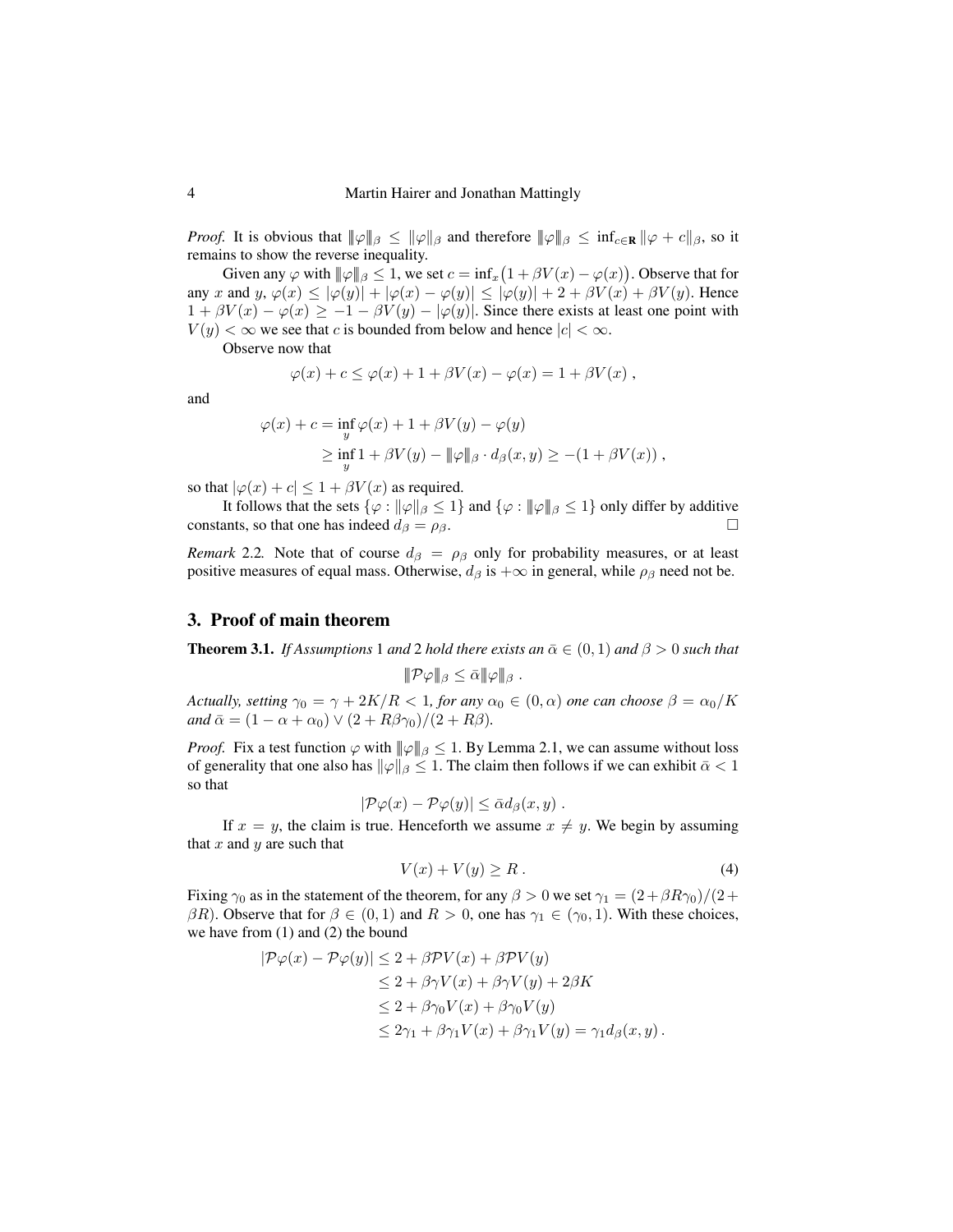*Proof.* It is obvious that $|||\varphi|||_\beta \le \|\varphi\|_\beta$ and therefore $|||\varphi|||_\beta \le \inf_{c\in\mathbf{R}} \|\varphi + c\|_\beta$, so it remains to show the reverse inequality.

Given any $\varphi$ with $|||\varphi|||_\beta \le 1$, we set $c = \inf_x \bigl(1 + \beta V(x) - \varphi(x)\bigr)$. Observe that for any $x$ and $y$, $\varphi(x) \le |\varphi(y)| + |\varphi(x) - \varphi(y)| \le |\varphi(y)| + 2 + \beta V(x) + \beta V(y)$. Hence $1 + \beta V(x) - \varphi(x) \ge -1 - \beta V(y) - |\varphi(y)|$. Since there exists at least one point with $V(y) < \infty$ we see that $c$ is bounded from below and hence $|c| < \infty$.

Observe now that

$$\varphi(x) + c \le \varphi(x) + 1 + \beta V(x) - \varphi(x) = 1 + \beta V(x) \;,$$

and

$$\begin{aligned}
\varphi(x) + c &= \inf_y \varphi(x) + 1 + \beta V(y) - \varphi(y) \\
&\ge \inf_y 1 + \beta V(y) - |||\varphi|||_\beta \cdot d_\beta(x,y) \ge -(1 + \beta V(x)) \;,
\end{aligned}$$

so that $|\varphi(x) + c| \le 1 + \beta V(x)$ as required.

It follows that the sets $\{\varphi : \|\varphi\|_\beta \le 1\}$ and $\{\varphi : |||\varphi|||_\beta \le 1\}$ only differ by additive constants, so that one has indeed $d_\beta = \rho_\beta$. □

*Remark* 2.2. Note that of course $d_\beta = \rho_\beta$ only for probability measures, or at least positive measures of equal mass. Otherwise, $d_\beta$ is $+\infty$ in general, while $\rho_\beta$ need not be.

## 3. Proof of main theorem

**Theorem 3.1.** *If Assumptions* 1 *and* 2 *hold there exists an* $\bar\alpha \in (0,1)$ *and* $\beta > 0$ *such that*

$$|||\mathcal{P}\varphi|||_\beta \le \bar\alpha |||\varphi|||_\beta \;.$$

*Actually, setting* $\gamma_0 = \gamma + 2K/R < 1$*, for any* $\alpha_0 \in (0,\alpha)$ *one can choose* $\beta = \alpha_0/K$ *and* $\bar\alpha = (1 - \alpha + \alpha_0) \vee (2 + R\beta\gamma_0)/(2 + R\beta)$.

*Proof.* Fix a test function $\varphi$ with $|||\varphi|||_\beta \le 1$. By Lemma 2.1, we can assume without loss of generality that one also has $\|\varphi\|_\beta \le 1$. The claim then follows if we can exhibit $\bar\alpha < 1$ so that

$$|\mathcal{P}\varphi(x) - \mathcal{P}\varphi(y)| \le \bar\alpha d_\beta(x,y) \;.$$

If $x = y$, the claim is true. Henceforth we assume $x \ne y$. We begin by assuming that $x$ and $y$ are such that

$$V(x) + V(y) \ge R \;. \tag{4}$$

Fixing $\gamma_0$ as in the statement of the theorem, for any $\beta > 0$ we set $\gamma_1 = (2 + \beta R\gamma_0)/(2 + \beta R)$. Observe that for $\beta \in (0,1)$ and $R > 0$, one has $\gamma_1 \in (\gamma_0, 1)$. With these choices, we have from (1) and (2) the bound

$$\begin{aligned}
|\mathcal{P}\varphi(x) - \mathcal{P}\varphi(y)| &\le 2 + \beta\mathcal{P}V(x) + \beta\mathcal{P}V(y) \\
&\le 2 + \beta\gamma V(x) + \beta\gamma V(y) + 2\beta K \\
&\le 2 + \beta\gamma_0 V(x) + \beta\gamma_0 V(y) \\
&\le 2\gamma_1 + \beta\gamma_1 V(x) + \beta\gamma_1 V(y) = \gamma_1 d_\beta(x,y) \,.
\end{aligned}$$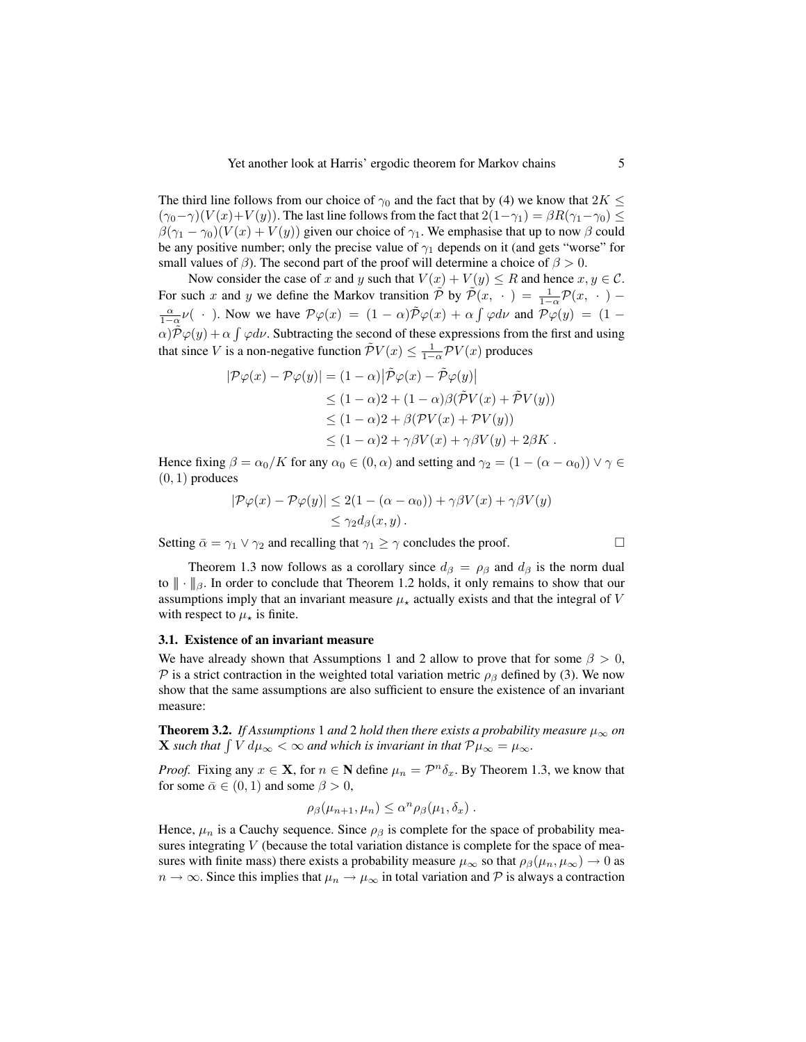The third line follows from our choice of $\gamma_0$ and the fact that by (4) we know that $2K \leq (\gamma_0 - \gamma)(V(x)+V(y))$. The last line follows from the fact that $2(1-\gamma_1) = \beta R(\gamma_1 - \gamma_0) \leq \beta(\gamma_1 - \gamma_0)(V(x)+V(y))$ given our choice of $\gamma_1$. We emphasise that up to now $\beta$ could be any positive number; only the precise value of $\gamma_1$ depends on it (and gets "worse" for small values of $\beta$). The second part of the proof will determine a choice of $\beta > 0$.

Now consider the case of $x$ and $y$ such that $V(x)+V(y) \leq R$ and hence $x, y \in \mathcal{C}$. For such $x$ and $y$ we define the Markov transition $\tilde{\mathcal{P}}$ by $\tilde{\mathcal{P}}(x, \cdot\,) = \frac{1}{1-\alpha}\mathcal{P}(x, \cdot\,) - \frac{\alpha}{1-\alpha}\nu(\,\cdot\,)$. Now we have $\mathcal{P}\varphi(x) = (1-\alpha)\tilde{\mathcal{P}}\varphi(x) + \alpha\int\varphi d\nu$ and $\mathcal{P}\varphi(y) = (1-\alpha)\tilde{\mathcal{P}}\varphi(y) + \alpha\int\varphi d\nu$. Subtracting the second of these expressions from the first and using that since $V$ is a non-negative function $\tilde{\mathcal{P}}V(x) \leq \frac{1}{1-\alpha}\mathcal{P}V(x)$ produces

$$
\begin{aligned}
|\mathcal{P}\varphi(x) - \mathcal{P}\varphi(y)| &= (1-\alpha)\big|\tilde{\mathcal{P}}\varphi(x) - \tilde{\mathcal{P}}\varphi(y)\big| \\
&\leq (1-\alpha)2 + (1-\alpha)\beta(\tilde{\mathcal{P}}V(x) + \tilde{\mathcal{P}}V(y)) \\
&\leq (1-\alpha)2 + \beta(\mathcal{P}V(x) + \mathcal{P}V(y)) \\
&\leq (1-\alpha)2 + \gamma\beta V(x) + \gamma\beta V(y) + 2\beta K\,.
\end{aligned}
$$

Hence fixing $\beta = \alpha_0/K$ for any $\alpha_0 \in (0,\alpha)$ and setting and $\gamma_2 = (1-(\alpha-\alpha_0)) \vee \gamma \in (0,1)$ produces

$$
\begin{aligned}
|\mathcal{P}\varphi(x) - \mathcal{P}\varphi(y)| &\leq 2(1-(\alpha-\alpha_0)) + \gamma\beta V(x) + \gamma\beta V(y) \\
&\leq \gamma_2 d_\beta(x,y)\,.
\end{aligned}
$$

Setting $\bar{\alpha} = \gamma_1 \vee \gamma_2$ and recalling that $\gamma_1 \geq \gamma$ concludes the proof. □

Theorem 1.3 now follows as a corollary since $d_\beta = \rho_\beta$ and $d_\beta$ is the norm dual to $|\!|\!| \cdot |\!|\!|_\beta$. In order to conclude that Theorem 1.2 holds, it only remains to show that our assumptions imply that an invariant measure $\mu_\star$ actually exists and that the integral of $V$ with respect to $\mu_\star$ is finite.

### 3.1. Existence of an invariant measure

We have already shown that Assumptions 1 and 2 allow to prove that for some $\beta > 0$, $\mathcal{P}$ is a strict contraction in the weighted total variation metric $\rho_\beta$ defined by (3). We now show that the same assumptions are also sufficient to ensure the existence of an invariant measure:

**Theorem 3.2.** *If Assumptions 1 and 2 hold then there exists a probability measure $\mu_\infty$ on $\mathbf{X}$ such that $\int V\, d\mu_\infty < \infty$ and which is invariant in that $\mathcal{P}\mu_\infty = \mu_\infty$.*

*Proof.* Fixing any $x \in \mathbf{X}$, for $n \in \mathbf{N}$ define $\mu_n = \mathcal{P}^n\delta_x$. By Theorem 1.3, we know that for some $\bar{\alpha} \in (0,1)$ and some $\beta > 0$,

$$
\rho_\beta(\mu_{n+1}, \mu_n) \leq \alpha^n \rho_\beta(\mu_1, \delta_x)\,.
$$

Hence, $\mu_n$ is a Cauchy sequence. Since $\rho_\beta$ is complete for the space of probability measures integrating $V$ (because the total variation distance is complete for the space of measures with finite mass) there exists a probability measure $\mu_\infty$ so that $\rho_\beta(\mu_n, \mu_\infty) \to 0$ as $n \to \infty$. Since this implies that $\mu_n \to \mu_\infty$ in total variation and $\mathcal{P}$ is always a contraction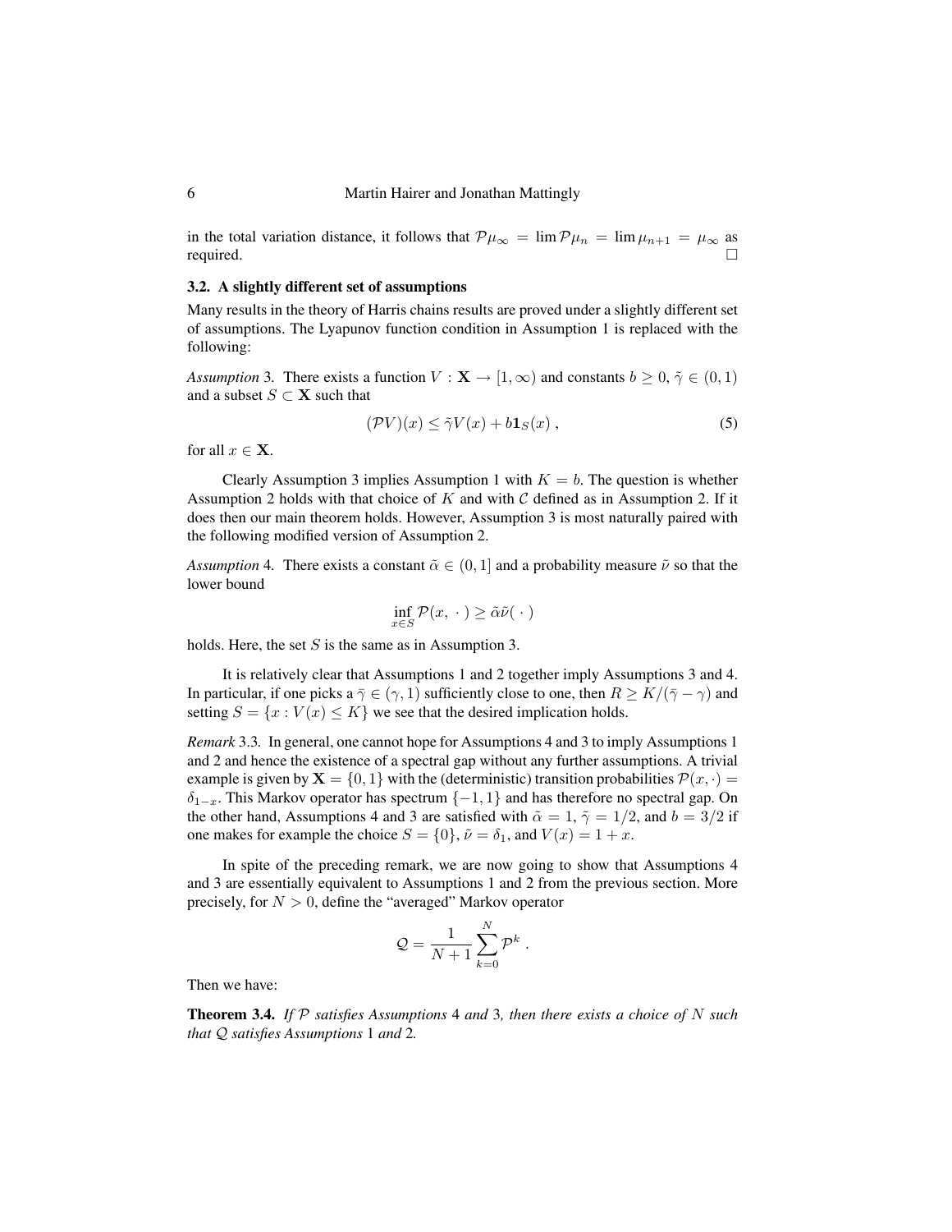in the total variation distance, it follows that $\mathcal{P}\mu_\infty = \lim \mathcal{P}\mu_n = \lim \mu_{n+1} = \mu_\infty$ as required. □

### 3.2. A slightly different set of assumptions

Many results in the theory of Harris chains results are proved under a slightly different set of assumptions. The Lyapunov function condition in Assumption 1 is replaced with the following:

*Assumption* 3. There exists a function $V : \mathbf{X} \to [1, \infty)$ and constants $b \geq 0$, $\tilde{\gamma} \in (0, 1)$ and a subset $S \subset \mathbf{X}$ such that

$$(\mathcal{P}V)(x) \leq \tilde{\gamma}V(x) + b\mathbf{1}_S(x)\,, \tag{5}$$

for all $x \in \mathbf{X}$.

Clearly Assumption 3 implies Assumption 1 with $K = b$. The question is whether Assumption 2 holds with that choice of $K$ and with $\mathcal{C}$ defined as in Assumption 2. If it does then our main theorem holds. However, Assumption 3 is most naturally paired with the following modified version of Assumption 2.

*Assumption* 4. There exists a constant $\tilde{\alpha} \in (0, 1]$ and a probability measure $\tilde{\nu}$ so that the lower bound

$$\inf_{x \in S} \mathcal{P}(x, \cdot) \geq \tilde{\alpha}\tilde{\nu}(\cdot)$$

holds. Here, the set $S$ is the same as in Assumption 3.

It is relatively clear that Assumptions 1 and 2 together imply Assumptions 3 and 4. In particular, if one picks a $\bar{\gamma} \in (\gamma, 1)$ sufficiently close to one, then $R \geq K/(\bar{\gamma} - \gamma)$ and setting $S = \{x : V(x) \leq K\}$ we see that the desired implication holds.

*Remark* 3.3. In general, one cannot hope for Assumptions 4 and 3 to imply Assumptions 1 and 2 and hence the existence of a spectral gap without any further assumptions. A trivial example is given by $\mathbf{X} = \{0, 1\}$ with the (deterministic) transition probabilities $\mathcal{P}(x, \cdot) = \delta_{1-x}$. This Markov operator has spectrum $\{-1, 1\}$ and has therefore no spectral gap. On the other hand, Assumptions 4 and 3 are satisfied with $\tilde{\alpha} = 1$, $\tilde{\gamma} = 1/2$, and $b = 3/2$ if one makes for example the choice $S = \{0\}$, $\tilde{\nu} = \delta_1$, and $V(x) = 1 + x$.

In spite of the preceding remark, we are now going to show that Assumptions 4 and 3 are essentially equivalent to Assumptions 1 and 2 from the previous section. More precisely, for $N > 0$, define the "averaged" Markov operator

$$\mathcal{Q} = \frac{1}{N+1}\sum_{k=0}^{N} \mathcal{P}^k\,.$$

Then we have:

**Theorem 3.4.** *If $\mathcal{P}$ satisfies Assumptions* 4 *and* 3*, then there exists a choice of $N$ such that $\mathcal{Q}$ satisfies Assumptions* 1 *and* 2*.*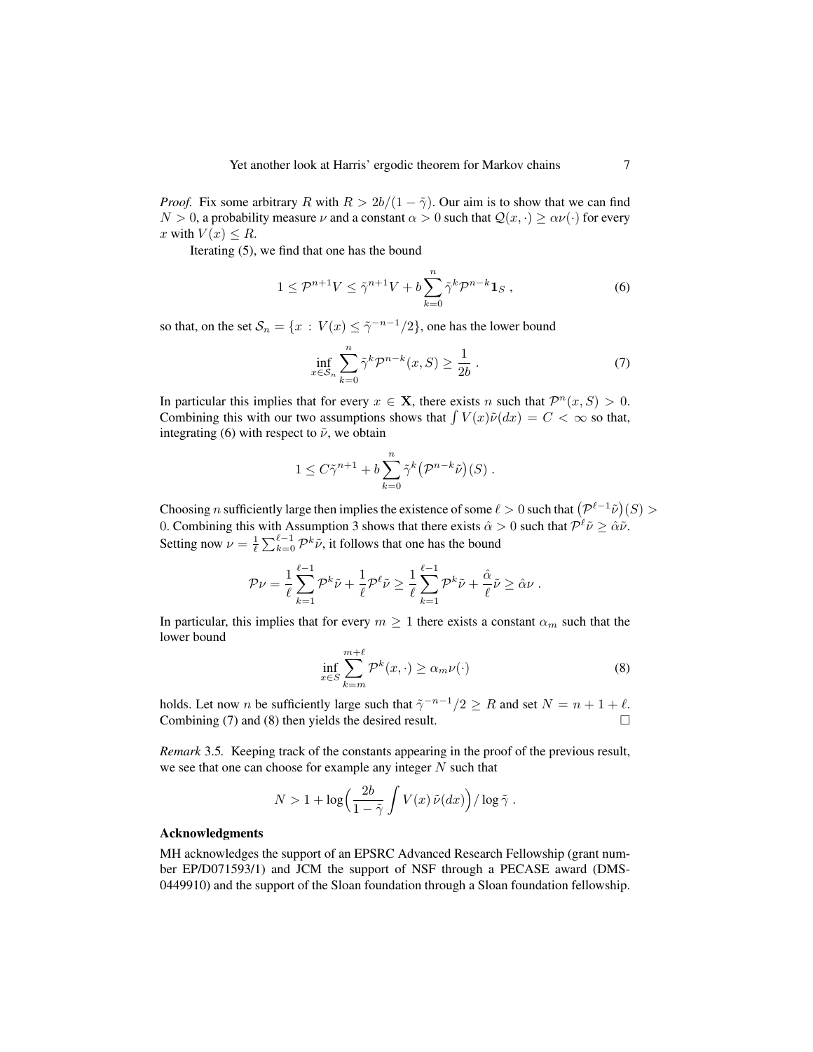*Proof.* Fix some arbitrary $R$ with $R > 2b/(1-\tilde{\gamma})$. Our aim is to show that we can find $N > 0$, a probability measure $\nu$ and a constant $\alpha > 0$ such that $\mathcal{Q}(x,\cdot) \geq \alpha\nu(\cdot)$ for every $x$ with $V(x) \leq R$.

Iterating (5), we find that one has the bound

$$1 \leq \mathcal{P}^{n+1}V \leq \tilde{\gamma}^{n+1}V + b\sum_{k=0}^{n}\tilde{\gamma}^k\mathcal{P}^{n-k}\mathbf{1}_S\;, \tag{6}$$

so that, on the set $\mathcal{S}_n = \{x\,:\,V(x) \leq \tilde{\gamma}^{-n-1}/2\}$, one has the lower bound

$$\inf_{x\in\mathcal{S}_n}\sum_{k=0}^{n}\tilde{\gamma}^k\mathcal{P}^{n-k}(x,S) \geq \frac{1}{2b}\;. \tag{7}$$

In particular this implies that for every $x \in \mathbf{X}$, there exists $n$ such that $\mathcal{P}^n(x,S) > 0$. Combining this with our two assumptions shows that $\int V(x)\tilde{\nu}(dx) = C < \infty$ so that, integrating (6) with respect to $\tilde{\nu}$, we obtain

$$1 \leq C\tilde{\gamma}^{n+1} + b\sum_{k=0}^{n}\tilde{\gamma}^k\big(\mathcal{P}^{n-k}\tilde{\nu}\big)(S)\;.$$

Choosing $n$ sufficiently large then implies the existence of some $\ell > 0$ such that $\big(\mathcal{P}^{\ell-1}\tilde{\nu}\big)(S) > 0$. Combining this with Assumption 3 shows that there exists $\hat{\alpha} > 0$ such that $\mathcal{P}^\ell\tilde{\nu} \geq \hat{\alpha}\tilde{\nu}$. Setting now $\nu = \frac{1}{\ell}\sum_{k=0}^{\ell-1}\mathcal{P}^k\tilde{\nu}$, it follows that one has the bound

$$\mathcal{P}\nu = \frac{1}{\ell}\sum_{k=1}^{\ell-1}\mathcal{P}^k\tilde{\nu} + \frac{1}{\ell}\mathcal{P}^\ell\tilde{\nu} \geq \frac{1}{\ell}\sum_{k=1}^{\ell-1}\mathcal{P}^k\tilde{\nu} + \frac{\hat{\alpha}}{\ell}\tilde{\nu} \geq \hat{\alpha}\nu\;.$$

In particular, this implies that for every $m \geq 1$ there exists a constant $\alpha_m$ such that the lower bound

$$\inf_{x\in S}\sum_{k=m}^{m+\ell}\mathcal{P}^k(x,\cdot) \geq \alpha_m\nu(\cdot) \tag{8}$$

holds. Let now $n$ be sufficiently large such that $\tilde{\gamma}^{-n-1}/2 \geq R$ and set $N = n+1+\ell$. Combining (7) and (8) then yields the desired result. $\square$

*Remark* 3.5. Keeping track of the constants appearing in the proof of the previous result, we see that one can choose for example any integer $N$ such that

$$N > 1 + \log\Big(\frac{2b}{1-\tilde{\gamma}}\int V(x)\,\tilde{\nu}(dx)\Big)\big/\log\tilde{\gamma}\;.$$

## Acknowledgments

MH acknowledges the support of an EPSRC Advanced Research Fellowship (grant number EP/D071593/1) and JCM the support of NSF through a PECASE award (DMS-0449910) and the support of the Sloan foundation through a Sloan foundation fellowship.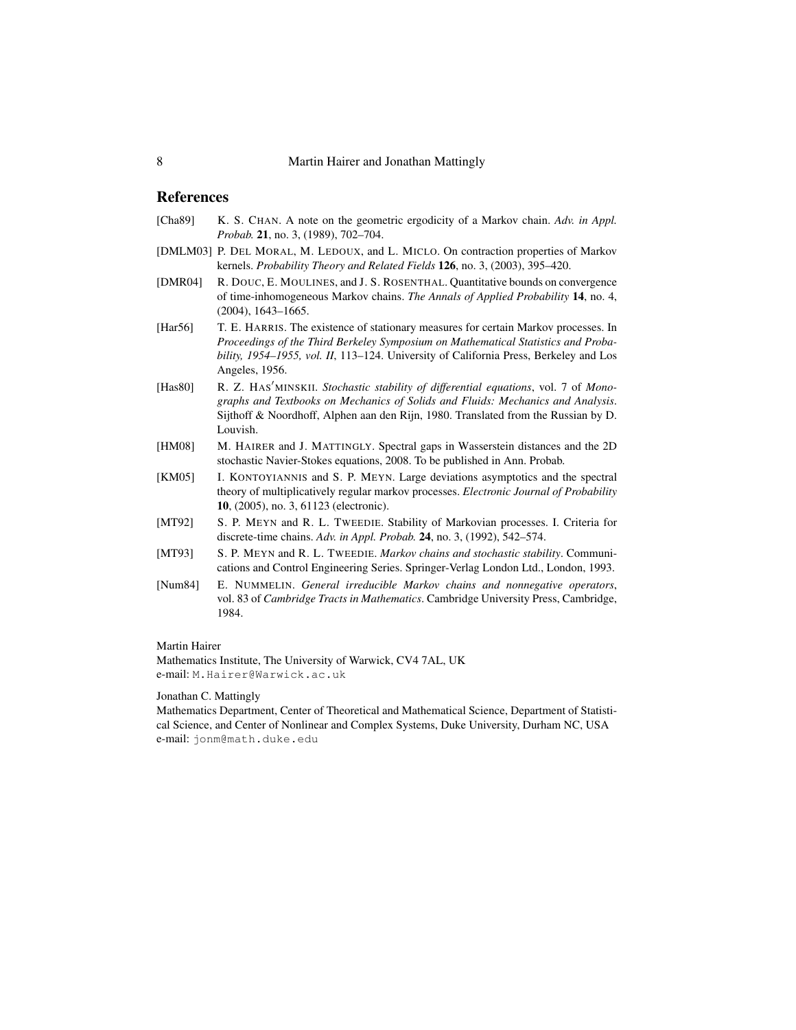## References

[Cha89] K. S. Chan. A note on the geometric ergodicity of a Markov chain. *Adv. in Appl. Probab.* **21**, no. 3, (1989), 702–704.

[DMLM03] P. Del Moral, M. Ledoux, and L. Miclo. On contraction properties of Markov kernels. *Probability Theory and Related Fields* **126**, no. 3, (2003), 395–420.

[DMR04] R. Douc, E. Moulines, and J. S. Rosenthal. Quantitative bounds on convergence of time-inhomogeneous Markov chains. *The Annals of Applied Probability* **14**, no. 4, (2004), 1643–1665.

[Har56] T. E. Harris. The existence of stationary measures for certain Markov processes. In *Proceedings of the Third Berkeley Symposium on Mathematical Statistics and Probability, 1954–1955, vol. II*, 113–124. University of California Press, Berkeley and Los Angeles, 1956.

[Has80] R. Z. Has′minskii. *Stochastic stability of differential equations*, vol. 7 of *Monographs and Textbooks on Mechanics of Solids and Fluids: Mechanics and Analysis*. Sijthoff & Noordhoff, Alphen aan den Rijn, 1980. Translated from the Russian by D. Louvish.

[HM08] M. Hairer and J. Mattingly. Spectral gaps in Wasserstein distances and the 2D stochastic Navier-Stokes equations, 2008. To be published in Ann. Probab.

[KM05] I. Kontoyiannis and S. P. Meyn. Large deviations asymptotics and the spectral theory of multiplicatively regular markov processes. *Electronic Journal of Probability* **10**, (2005), no. 3, 61123 (electronic).

[MT92] S. P. Meyn and R. L. Tweedie. Stability of Markovian processes. I. Criteria for discrete-time chains. *Adv. in Appl. Probab.* **24**, no. 3, (1992), 542–574.

[MT93] S. P. Meyn and R. L. Tweedie. *Markov chains and stochastic stability*. Communications and Control Engineering Series. Springer-Verlag London Ltd., London, 1993.

[Num84] E. Nummelin. *General irreducible Markov chains and nonnegative operators*, vol. 83 of *Cambridge Tracts in Mathematics*. Cambridge University Press, Cambridge, 1984.

Martin Hairer
Mathematics Institute, The University of Warwick, CV4 7AL, UK
e-mail: M.Hairer@Warwick.ac.uk

Jonathan C. Mattingly
Mathematics Department, Center of Theoretical and Mathematical Science, Department of Statistical Science, and Center of Nonlinear and Complex Systems, Duke University, Durham NC, USA
e-mail: jonm@math.duke.edu